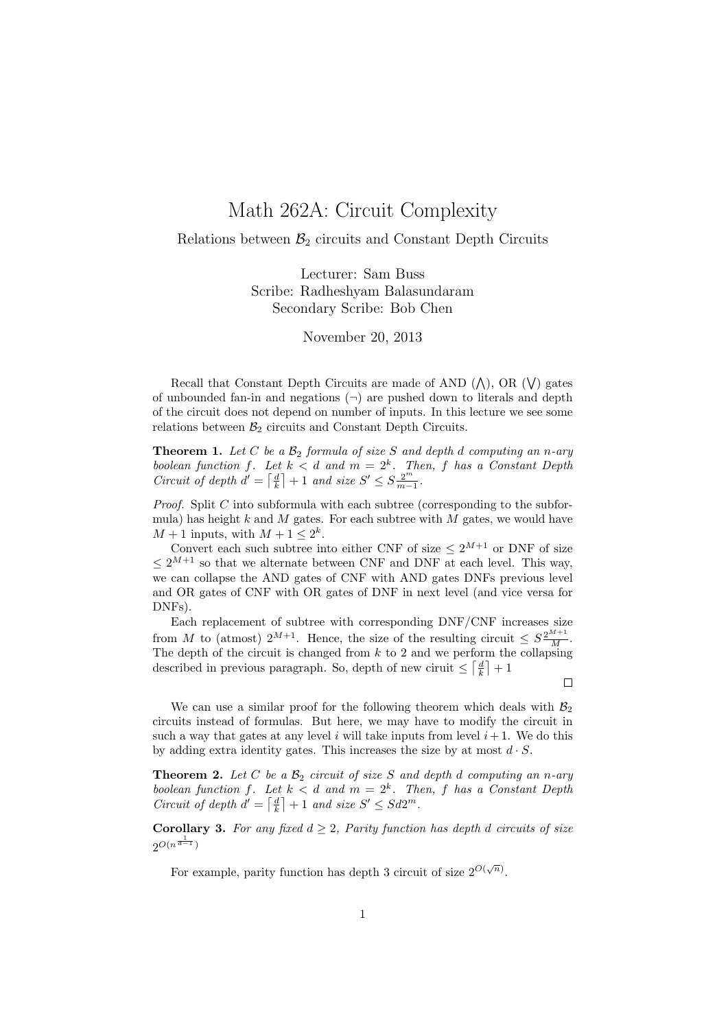# Math 262A: Circuit Complexity

Relations between $\mathcal{B}_2$ circuits and Constant Depth Circuits

Lecturer: Sam Buss
Scribe: Radheshyam Balasundaram
Secondary Scribe: Bob Chen

November 20, 2013

Recall that Constant Depth Circuits are made of AND ($\bigwedge$), OR ($\bigvee$) gates of unbounded fan-in and negations ($\neg$) are pushed down to literals and depth of the circuit does not depend on number of inputs. In this lecture we see some relations between $\mathcal{B}_2$ circuits and Constant Depth Circuits.

**Theorem 1.** *Let $C$ be a $\mathcal{B}_2$ formula of size $S$ and depth $d$ computing an $n$-ary boolean function $f$. Let $k < d$ and $m = 2^k$. Then, $f$ has a Constant Depth Circuit of depth $d' = \left\lceil \frac{d}{k} \right\rceil + 1$ and size $S' \leq S\frac{2^m}{m-1}$.*

*Proof.* Split $C$ into subformula with each subtree (corresponding to the subformula) has height $k$ and $M$ gates. For each subtree with $M$ gates, we would have $M + 1$ inputs, with $M + 1 \leq 2^k$.

Convert each such subtree into either CNF of size $\leq 2^{M+1}$ or DNF of size $\leq 2^{M+1}$ so that we alternate between CNF and DNF at each level. This way, we can collapse the AND gates of CNF with AND gates DNFs previous level and OR gates of CNF with OR gates of DNF in next level (and vice versa for DNFs).

Each replacement of subtree with corresponding DNF/CNF increases size from $M$ to (atmost) $2^{M+1}$. Hence, the size of the resulting circuit $\leq S\frac{2^{M+1}}{M}$. The depth of the circuit is changed from $k$ to 2 and we perform the collapsing described in previous paragraph. So, depth of new ciruit $\leq \left\lceil \frac{d}{k} \right\rceil + 1$

∎

We can use a similar proof for the following theorem which deals with $\mathcal{B}_2$ circuits instead of formulas. But here, we may have to modify the circuit in such a way that gates at any level $i$ will take inputs from level $i+1$. We do this by adding extra identity gates. This increases the size by at most $d \cdot S$.

**Theorem 2.** *Let $C$ be a $\mathcal{B}_2$ circuit of size $S$ and depth $d$ computing an $n$-ary boolean function $f$. Let $k < d$ and $m = 2^k$. Then, $f$ has a Constant Depth Circuit of depth $d' = \left\lceil \frac{d}{k} \right\rceil + 1$ and size $S' \leq Sd2^m$.*

**Corollary 3.** *For any fixed $d \geq 2$, Parity function has depth $d$ circuits of size $2^{O(n^{\frac{1}{d-1}})}$*

For example, parity function has depth 3 circuit of size $2^{O(\sqrt{n})}$.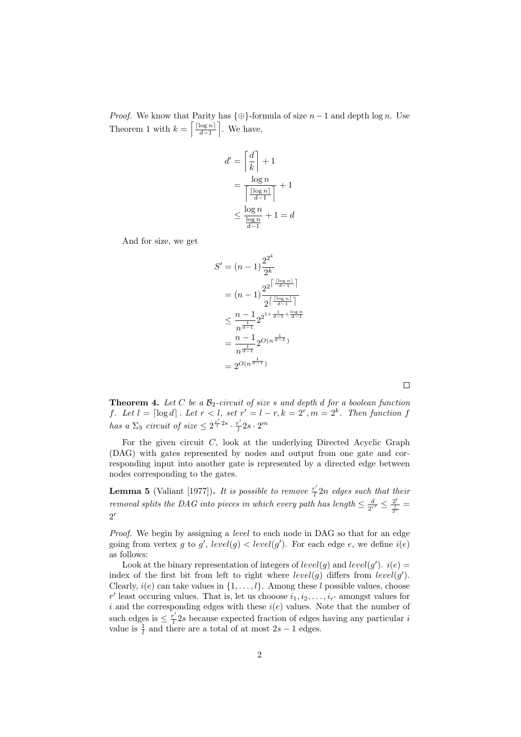*Proof.* We know that Parity has $\{\oplus\}$-formula of size $n-1$ and depth $\log n$. Use Theorem 1 with $k = \left\lceil \frac{\lceil \log n \rceil}{d-1} \right\rceil$. We have,

$$
\begin{aligned}
d' &= \left\lceil \frac{d}{k} \right\rceil + 1 \\
&= \frac{\log n}{\left\lceil \frac{\lceil \log n \rceil}{d-1} \right\rceil} + 1 \\
&\leq \frac{\log n}{\frac{\log n}{d-1}} + 1 = d
\end{aligned}
$$

And for size, we get

$$
\begin{aligned}
S' &= (n-1)\frac{2^{2^k}}{2^k} \\
&= (n-1)\frac{2^{2^{\left\lceil \frac{\lceil \log n \rceil}{d-1} \right\rceil}}}{2^{\left\lceil \frac{\lceil \log n \rceil}{d-1} \right\rceil}} \\
&\leq \frac{n-1}{n^{\frac{1}{d-1}}} 2^{2^{1+\frac{1}{d-1}+\frac{\log n}{d-1}}} \\
&= \frac{n-1}{n^{\frac{1}{d-1}}} 2^{O(n^{\frac{1}{d-1}})} \\
&= 2^{O(n^{\frac{1}{d-1}})}
\end{aligned}
$$

□

**Theorem 4.** *Let $C$ be a $\mathcal{B}_2$-circuit of size $s$ and depth $d$ for a boolean function $f$. Let $l = \lceil \log d \rceil$. Let $r < l$, set $r' = l - r, k = 2^r, m = 2^k$. Then function $f$ has a $\Sigma_3$ circuit of size $\leq 2^{\frac{r'}{l}2s} \cdot \frac{r'}{l}2s \cdot 2^m$*

For the given circuit $C$, look at the underlying Directed Acyclic Graph (DAG) with gates represented by nodes and output from one gate and corresponding input into another gate is represented by a directed edge between nodes corresponding to the gates.

**Lemma 5** (Valiant [1977])**.** *It is possible to remove $\frac{r'}{l}2n$ edges such that their removal splits the DAG into pieces in which every path has length $\leq \frac{d}{2^{r'}} \leq \frac{2^l}{\frac{l}{2^r}} = 2^r$*

*Proof.* We begin by assigning a *level* to each node in DAG so that for an edge going from vertex $g$ to $g'$, $level(g) < level(g')$. For each edge $e$, we define $i(e)$ as follows:

Look at the binary representation of integers of $level(g)$ and $level(g')$. $i(e) =$ index of the first bit from left to right where $level(g)$ differs from $level(g')$. Clearly, $i(e)$ can take values in $\{1, \ldots, l\}$. Among these $l$ possible values, choose $r'$ least occuring values. That is, let us chooose $i_1, i_2, \ldots, i_{r'}$ amongst values for $i$ and the corresponding edges with these $i(e)$ values. Note that the number of such edges is $\leq \frac{r'}{l}2s$ because expected fraction of edges having any particular $i$ value is $\frac{1}{l}$ and there are a total of at most $2s - 1$ edges.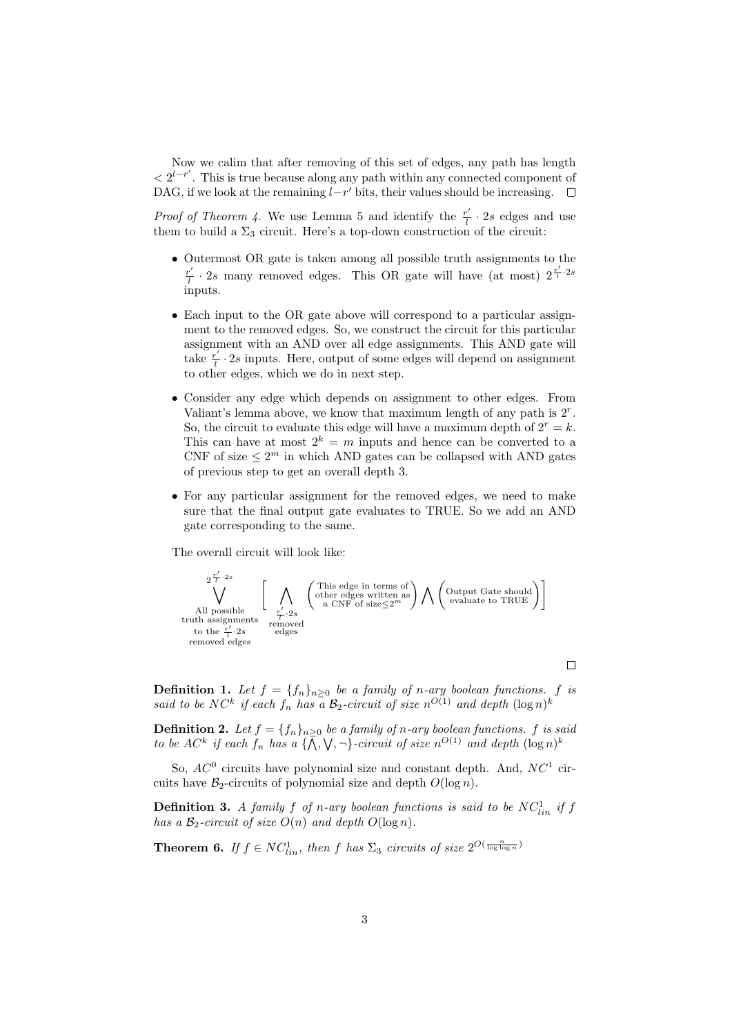Now we calim that after removing of this set of edges, any path has length $< 2^{l-r'}$. This is true because along any path within any connected component of DAG, if we look at the remaining $l-r'$ bits, their values should be increasing. $\square$

*Proof of Theorem 4.* We use Lemma 5 and identify the $\frac{r'}{l} \cdot 2s$ edges and use them to build a $\Sigma_3$ circuit. Here's a top-down construction of the circuit:

- Outermost OR gate is taken among all possible truth assignments to the $\frac{r'}{l} \cdot 2s$ many removed edges. This OR gate will have (at most) $2^{\frac{r'}{l} \cdot 2s}$ inputs.
- Each input to the OR gate above will correspond to a particular assignment to the removed edges. So, we construct the circuit for this particular assignment with an AND over all edge assignments. This AND gate will take $\frac{r'}{l} \cdot 2s$ inputs. Here, output of some edges will depend on assignment to other edges, which we do in next step.
- Consider any edge which depends on assignment to other edges. From Valiant's lemma above, we know that maximum length of any path is $2^r$. So, the circuit to evaluate this edge will have a maximum depth of $2^r = k$. This can have at most $2^k = m$ inputs and hence can be converted to a CNF of size $\leq 2^m$ in which AND gates can be collapsed with AND gates of previous step to get an overall depth 3.
- For any particular assignment for the removed edges, we need to make sure that the final output gate evaluates to TRUE. So we add an AND gate corresponding to the same.

The overall circuit will look like:

$$\bigvee_{\substack{\text{All possible} \\ \text{truth assignments} \\ \text{to the } \frac{r'}{l}\cdot 2s \\ \text{removed edges}}}^{2^{\frac{r'}{l}\cdot 2s}} \left[ \bigwedge_{\substack{\frac{r'}{l}\cdot 2s \\ \text{removed} \\ \text{edges}}} \left( \begin{array}{c}\text{This edge in terms of} \\ \text{other edges written as} \\ \text{a CNF of size} \leq 2^m \end{array} \right) \bigwedge \left( \begin{array}{c}\text{Output Gate should} \\ \text{evaluate to TRUE}\end{array} \right) \right]$$

$\square$

**Definition 1.** *Let $f = \{f_n\}_{n\geq 0}$ be a family of $n$-ary boolean functions. $f$ is said to be $NC^k$ if each $f_n$ has a $\mathcal{B}_2$-circuit of size $n^{O(1)}$ and depth $(\log n)^k$*

**Definition 2.** *Let $f = \{f_n\}_{n\geq 0}$ be a family of $n$-ary boolean functions. $f$ is said to be $AC^k$ if each $f_n$ has a $\{\bigwedge, \bigvee, \neg\}$-circuit of size $n^{O(1)}$ and depth $(\log n)^k$*

So, $AC^0$ circuits have polynomial size and constant depth. And, $NC^1$ circuits have $\mathcal{B}_2$-circuits of polynomial size and depth $O(\log n)$.

**Definition 3.** *A family $f$ of $n$-ary boolean functions is said to be $NC^1_{lin}$ if $f$ has a $\mathcal{B}_2$-circuit of size $O(n)$ and depth $O(\log n)$.*

**Theorem 6.** *If $f \in NC^1_{lin}$, then $f$ has $\Sigma_3$ circuits of size $2^{O(\frac{n}{\log\log n})}$*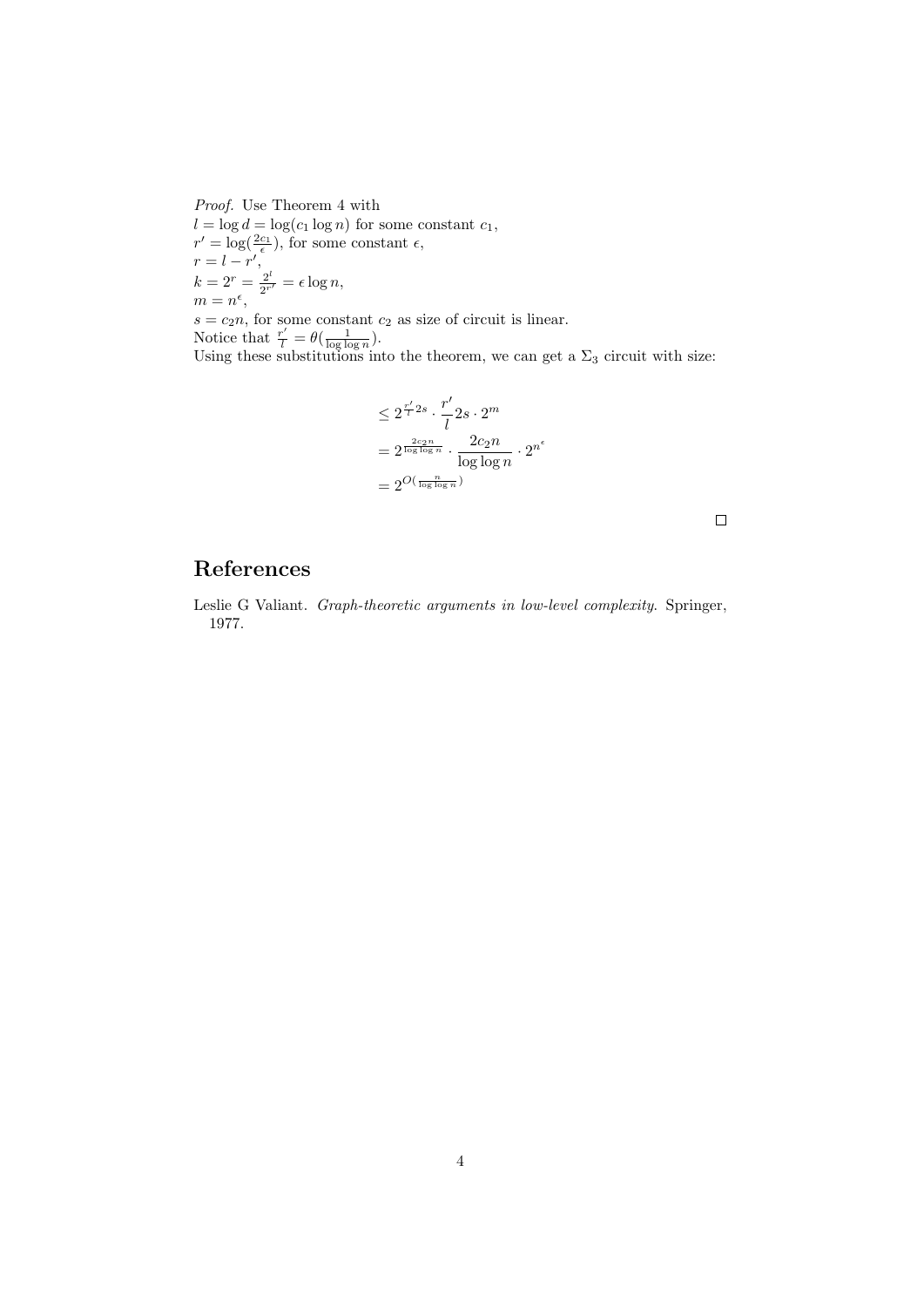*Proof.* Use Theorem 4 with
$l = \log d = \log(c_1 \log n)$ for some constant $c_1$,
$r' = \log(\frac{2c_1}{\epsilon})$, for some constant $\epsilon$,
$r = l - r'$,
$k = 2^r = \frac{2^l}{2^{r'}} = \epsilon \log n$,
$m = n^\epsilon$,
$s = c_2 n$, for some constant $c_2$ as size of circuit is linear.
Notice that $\frac{r'}{l} = \theta(\frac{1}{\log \log n})$.
Using these substitutions into the theorem, we can get a $\Sigma_3$ circuit with size:

$$
\begin{aligned}
&\leq 2^{\frac{r'}{l}2s} \cdot \frac{r'}{l} 2s \cdot 2^m \\
&= 2^{\frac{2c_2 n}{\log \log n}} \cdot \frac{2c_2 n}{\log \log n} \cdot 2^{n^\epsilon} \\
&= 2^{O(\frac{n}{\log \log n})}
\end{aligned}
$$

□

## References

Leslie G Valiant. *Graph-theoretic arguments in low-level complexity*. Springer, 1977.